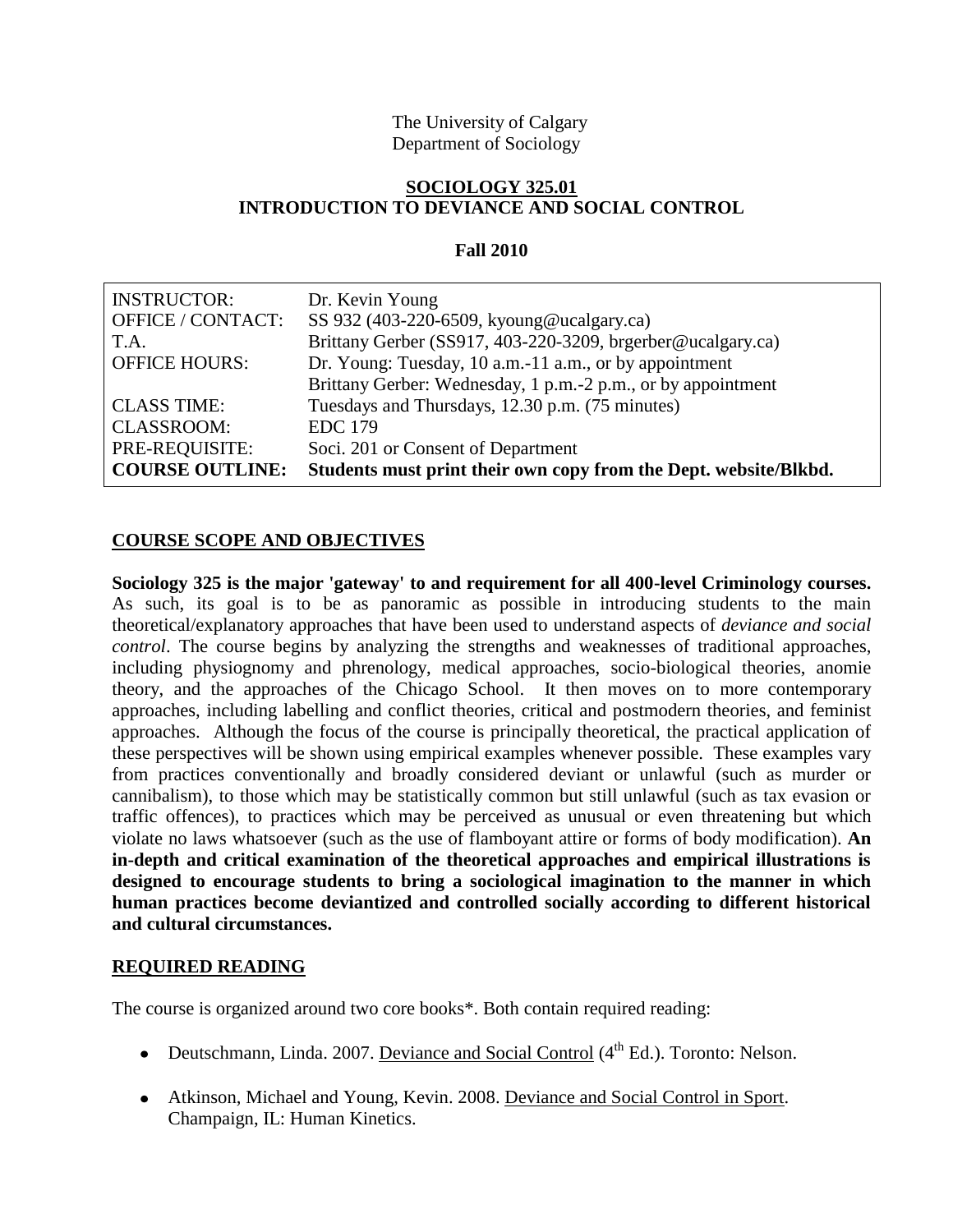The University of Calgary
Department of Sociology

# SOCIOLOGY 325.01
# INTRODUCTION TO DEVIANCE AND SOCIAL CONTROL

**Fall 2010**

| | |
|---|---|
| INSTRUCTOR: | Dr. Kevin Young |
| OFFICE / CONTACT: | SS 932 (403-220-6509, kyoung@ucalgary.ca) |
| T.A. | Brittany Gerber (SS917, 403-220-3209, brgerber@ucalgary.ca) |
| OFFICE HOURS: | Dr. Young: Tuesday, 10 a.m.-11 a.m., or by appointment |
| | Brittany Gerber: Wednesday, 1 p.m.-2 p.m., or by appointment |
| CLASS TIME: | Tuesdays and Thursdays, 12.30 p.m. (75 minutes) |
| CLASSROOM: | EDC 179 |
| PRE-REQUISITE: | Soci. 201 or Consent of Department |
| **COURSE OUTLINE:** | **Students must print their own copy from the Dept. website/Blkbd.** |

## COURSE SCOPE AND OBJECTIVES

**Sociology 325 is the major 'gateway' to and requirement for all 400-level Criminology courses.** As such, its goal is to be as panoramic as possible in introducing students to the main theoretical/explanatory approaches that have been used to understand aspects of *deviance and social control*. The course begins by analyzing the strengths and weaknesses of traditional approaches, including physiognomy and phrenology, medical approaches, socio-biological theories, anomie theory, and the approaches of the Chicago School. It then moves on to more contemporary approaches, including labelling and conflict theories, critical and postmodern theories, and feminist approaches. Although the focus of the course is principally theoretical, the practical application of these perspectives will be shown using empirical examples whenever possible. These examples vary from practices conventionally and broadly considered deviant or unlawful (such as murder or cannibalism), to those which may be statistically common but still unlawful (such as tax evasion or traffic offences), to practices which may be perceived as unusual or even threatening but which violate no laws whatsoever (such as the use of flamboyant attire or forms of body modification). **An in-depth and critical examination of the theoretical approaches and empirical illustrations is designed to encourage students to bring a sociological imagination to the manner in which human practices become deviantized and controlled socially according to different historical and cultural circumstances.**

## REQUIRED READING

The course is organized around two core books*. Both contain required reading:

- Deutschmann, Linda. 2007. Deviance and Social Control (4th Ed.). Toronto: Nelson.
- Atkinson, Michael and Young, Kevin. 2008. Deviance and Social Control in Sport. Champaign, IL: Human Kinetics.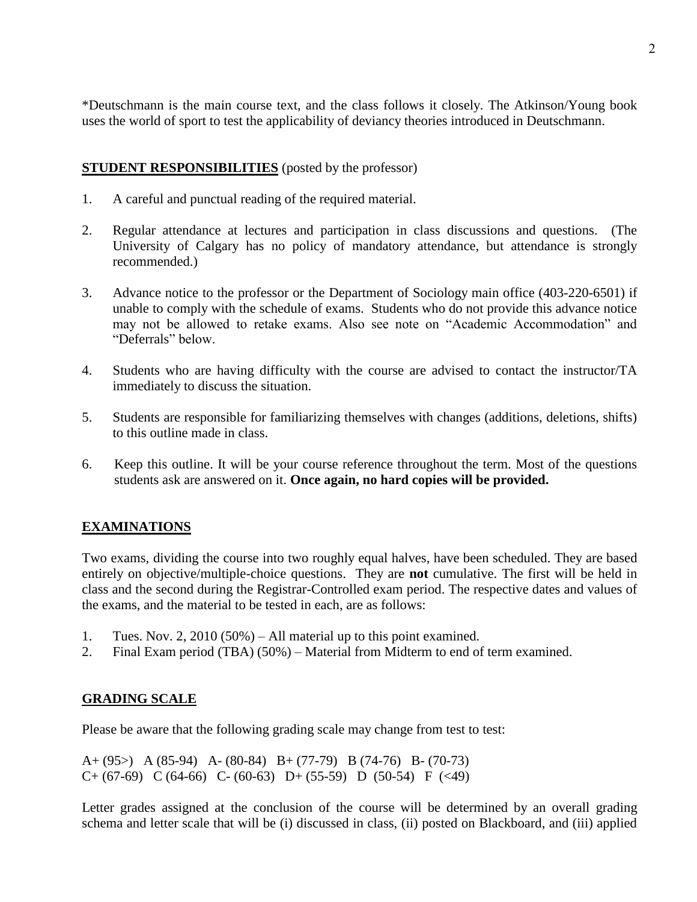*Deutschmann is the main course text, and the class follows it closely. The Atkinson/Young book uses the world of sport to test the applicability of deviancy theories introduced in Deutschmann.

## STUDENT RESPONSIBILITIES (posted by the professor)

1. A careful and punctual reading of the required material.
2. Regular attendance at lectures and participation in class discussions and questions. (The University of Calgary has no policy of mandatory attendance, but attendance is strongly recommended.)
3. Advance notice to the professor or the Department of Sociology main office (403-220-6501) if unable to comply with the schedule of exams. Students who do not provide this advance notice may not be allowed to retake exams. Also see note on "Academic Accommodation" and "Deferrals" below.
4. Students who are having difficulty with the course are advised to contact the instructor/TA immediately to discuss the situation.
5. Students are responsible for familiarizing themselves with changes (additions, deletions, shifts) to this outline made in class.
6. Keep this outline. It will be your course reference throughout the term. Most of the questions students ask are answered on it. **Once again, no hard copies will be provided.**

## EXAMINATIONS

Two exams, dividing the course into two roughly equal halves, have been scheduled. They are based entirely on objective/multiple-choice questions. They are **not** cumulative. The first will be held in class and the second during the Registrar-Controlled exam period. The respective dates and values of the exams, and the material to be tested in each, are as follows:

1. Tues. Nov. 2, 2010 (50%) – All material up to this point examined.
2. Final Exam period (TBA) (50%) – Material from Midterm to end of term examined.

## GRADING SCALE

Please be aware that the following grading scale may change from test to test:

A+ (95>) A (85-94) A- (80-84) B+ (77-79) B (74-76) B- (70-73)
C+ (67-69) C (64-66) C- (60-63) D+ (55-59) D (50-54) F (<49)

Letter grades assigned at the conclusion of the course will be determined by an overall grading schema and letter scale that will be (i) discussed in class, (ii) posted on Blackboard, and (iii) applied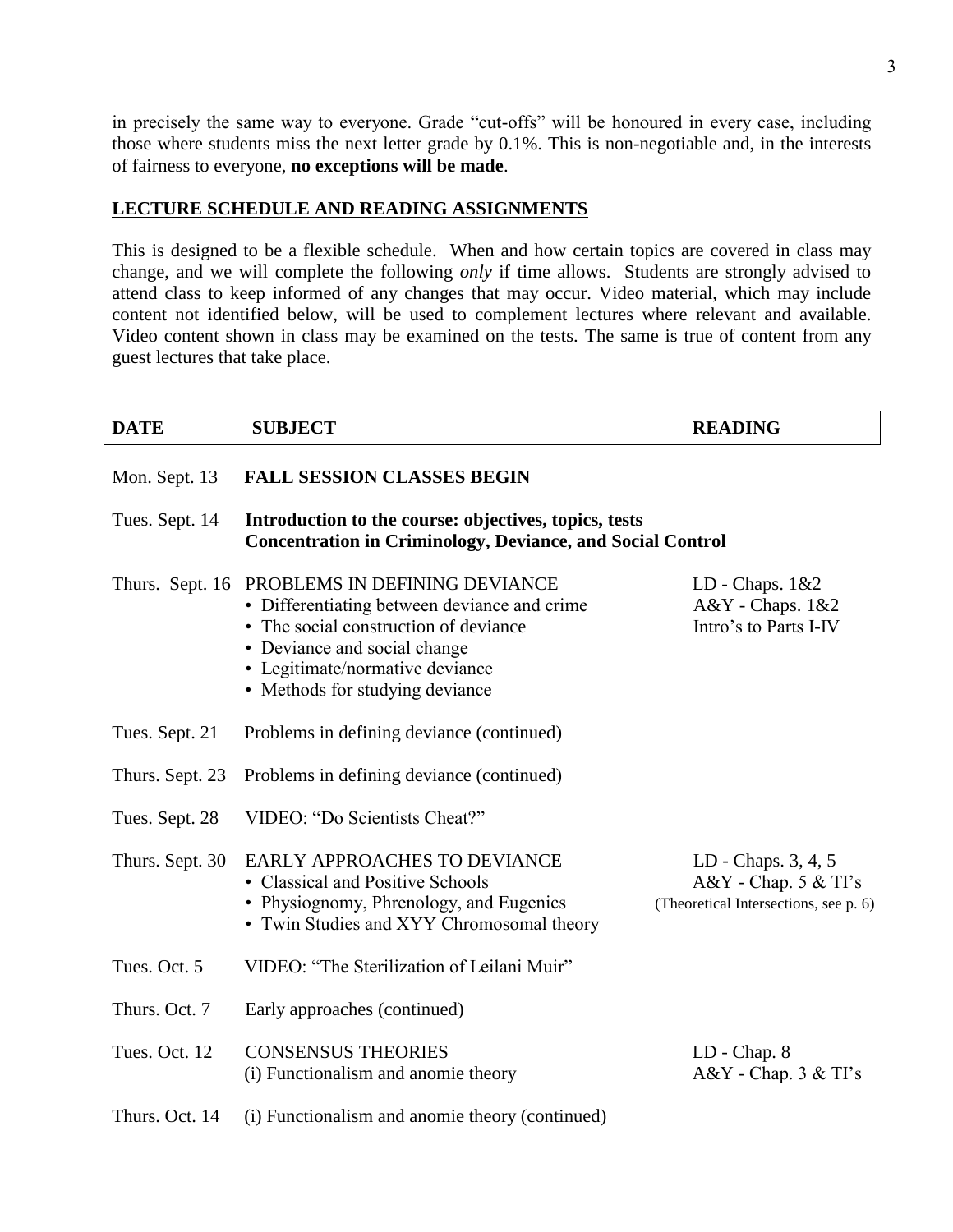in precisely the same way to everyone. Grade "cut-offs" will be honoured in every case, including those where students miss the next letter grade by 0.1%. This is non-negotiable and, in the interests of fairness to everyone, **no exceptions will be made**.

## LECTURE SCHEDULE AND READING ASSIGNMENTS

This is designed to be a flexible schedule. When and how certain topics are covered in class may change, and we will complete the following *only* if time allows. Students are strongly advised to attend class to keep informed of any changes that may occur. Video material, which may include content not identified below, will be used to complement lectures where relevant and available. Video content shown in class may be examined on the tests. The same is true of content from any guest lectures that take place.

| DATE | SUBJECT | READING |
|---|---|---|
| Mon. Sept. 13 | **FALL SESSION CLASSES BEGIN** | |
| Tues. Sept. 14 | **Introduction to the course: objectives, topics, tests**<br>**Concentration in Criminology, Deviance, and Social Control** | |
| Thurs. Sept. 16 | PROBLEMS IN DEFINING DEVIANCE<br>• Differentiating between deviance and crime<br>• The social construction of deviance<br>• Deviance and social change<br>• Legitimate/normative deviance<br>• Methods for studying deviance | LD - Chaps. 1&2<br>A&Y - Chaps. 1&2<br>Intro's to Parts I-IV |
| Tues. Sept. 21 | Problems in defining deviance (continued) | |
| Thurs. Sept. 23 | Problems in defining deviance (continued) | |
| Tues. Sept. 28 | VIDEO: "Do Scientists Cheat?" | |
| Thurs. Sept. 30 | EARLY APPROACHES TO DEVIANCE<br>• Classical and Positive Schools<br>• Physiognomy, Phrenology, and Eugenics<br>• Twin Studies and XYY Chromosomal theory | LD - Chaps. 3, 4, 5<br>A&Y - Chap. 5 & TI's<br>(Theoretical Intersections, see p. 6) |
| Tues. Oct. 5 | VIDEO: "The Sterilization of Leilani Muir" | |
| Thurs. Oct. 7 | Early approaches (continued) | |
| Tues. Oct. 12 | CONSENSUS THEORIES<br>(i) Functionalism and anomie theory | LD - Chap. 8<br>A&Y - Chap. 3 & TI's |
| Thurs. Oct. 14 | (i) Functionalism and anomie theory (continued) | |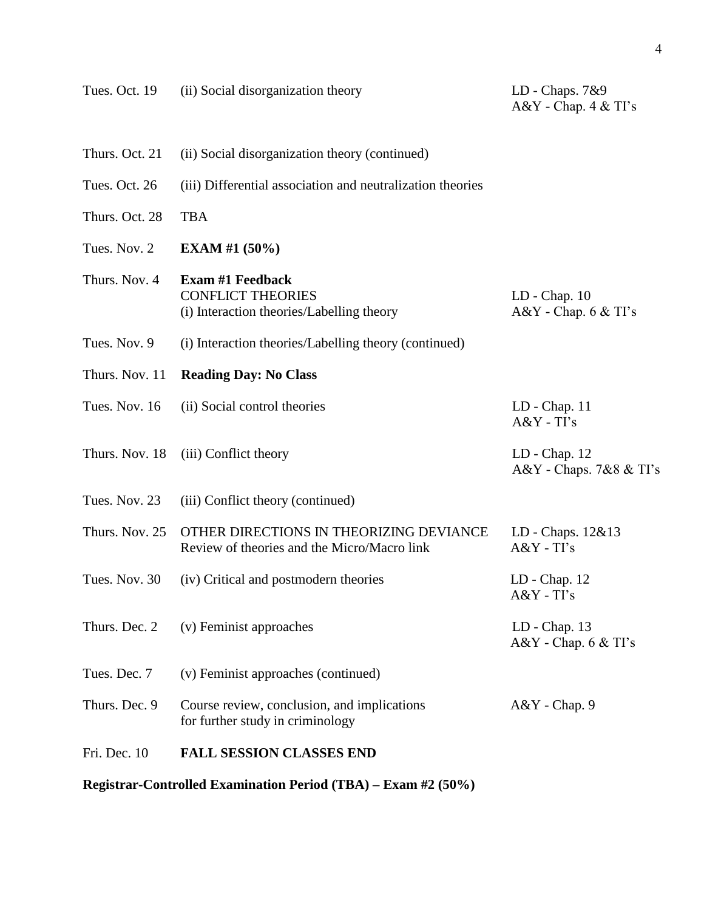| | | |
|---|---|---|
| Tues. Oct. 19 | (ii) Social disorganization theory | LD - Chaps. 7&9<br>A&Y - Chap. 4 & TI's |
| Thurs. Oct. 21 | (ii) Social disorganization theory (continued) | |
| Tues. Oct. 26 | (iii) Differential association and neutralization theories | |
| Thurs. Oct. 28 | TBA | |
| Tues. Nov. 2 | **EXAM #1 (50%)** | |
| Thurs. Nov. 4 | **Exam #1 Feedback**<br>CONFLICT THEORIES<br>(i) Interaction theories/Labelling theory | LD - Chap. 10<br>A&Y - Chap. 6 & TI's |
| Tues. Nov. 9 | (i) Interaction theories/Labelling theory (continued) | |
| Thurs. Nov. 11 | **Reading Day: No Class** | |
| Tues. Nov. 16 | (ii) Social control theories | LD - Chap. 11<br>A&Y - TI's |
| Thurs. Nov. 18 | (iii) Conflict theory | LD - Chap. 12<br>A&Y - Chaps. 7&8 & TI's |
| Tues. Nov. 23 | (iii) Conflict theory (continued) | |
| Thurs. Nov. 25 | OTHER DIRECTIONS IN THEORIZING DEVIANCE<br>Review of theories and the Micro/Macro link | LD - Chaps. 12&13<br>A&Y - TI's |
| Tues. Nov. 30 | (iv) Critical and postmodern theories | LD - Chap. 12<br>A&Y - TI's |
| Thurs. Dec. 2 | (v) Feminist approaches | LD - Chap. 13<br>A&Y - Chap. 6 & TI's |
| Tues. Dec. 7 | (v) Feminist approaches (continued) | |
| Thurs. Dec. 9 | Course review, conclusion, and implications for further study in criminology | A&Y - Chap. 9 |
| Fri. Dec. 10 | **FALL SESSION CLASSES END** | |

**Registrar-Controlled Examination Period (TBA) – Exam #2 (50%)**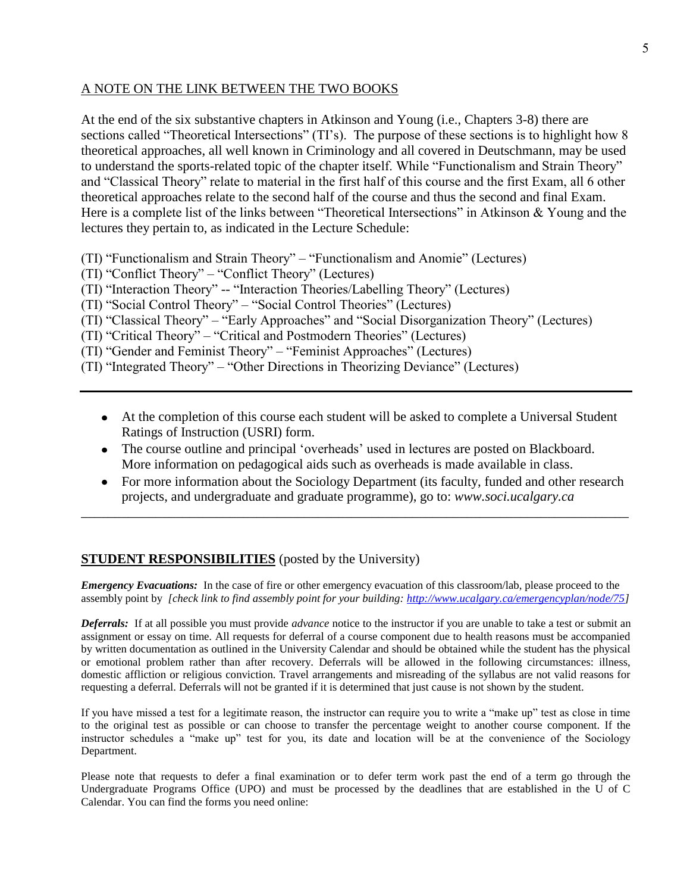A NOTE ON THE LINK BETWEEN THE TWO BOOKS

At the end of the six substantive chapters in Atkinson and Young (i.e., Chapters 3-8) there are sections called "Theoretical Intersections" (TI's). The purpose of these sections is to highlight how 8 theoretical approaches, all well known in Criminology and all covered in Deutschmann, may be used to understand the sports-related topic of the chapter itself. While "Functionalism and Strain Theory" and "Classical Theory" relate to material in the first half of this course and the first Exam, all 6 other theoretical approaches relate to the second half of the course and thus the second and final Exam. Here is a complete list of the links between "Theoretical Intersections" in Atkinson & Young and the lectures they pertain to, as indicated in the Lecture Schedule:

(TI) "Functionalism and Strain Theory" – "Functionalism and Anomie" (Lectures)
(TI) "Conflict Theory" – "Conflict Theory" (Lectures)
(TI) "Interaction Theory" -- "Interaction Theories/Labelling Theory" (Lectures)
(TI) "Social Control Theory" – "Social Control Theories" (Lectures)
(TI) "Classical Theory" – "Early Approaches" and "Social Disorganization Theory" (Lectures)
(TI) "Critical Theory" – "Critical and Postmodern Theories" (Lectures)
(TI) "Gender and Feminist Theory" – "Feminist Approaches" (Lectures)
(TI) "Integrated Theory" – "Other Directions in Theorizing Deviance" (Lectures)

---

- At the completion of this course each student will be asked to complete a Universal Student Ratings of Instruction (USRI) form.
- The course outline and principal 'overheads' used in lectures are posted on Blackboard. More information on pedagogical aids such as overheads is made available in class.
- For more information about the Sociology Department (its faculty, funded and other research projects, and undergraduate and graduate programme), go to: *www.soci.ucalgary.ca*

---

**STUDENT RESPONSIBILITIES** (posted by the University)

***Emergency Evacuations:*** In the case of fire or other emergency evacuation of this classroom/lab, please proceed to the assembly point by *[check link to find assembly point for your building: http://www.ucalgary.ca/emergencyplan/node/75]*

***Deferrals:*** If at all possible you must provide *advance* notice to the instructor if you are unable to take a test or submit an assignment or essay on time. All requests for deferral of a course component due to health reasons must be accompanied by written documentation as outlined in the University Calendar and should be obtained while the student has the physical or emotional problem rather than after recovery. Deferrals will be allowed in the following circumstances: illness, domestic affliction or religious conviction. Travel arrangements and misreading of the syllabus are not valid reasons for requesting a deferral. Deferrals will not be granted if it is determined that just cause is not shown by the student.

If you have missed a test for a legitimate reason, the instructor can require you to write a "make up" test as close in time to the original test as possible or can choose to transfer the percentage weight to another course component. If the instructor schedules a "make up" test for you, its date and location will be at the convenience of the Sociology Department.

Please note that requests to defer a final examination or to defer term work past the end of a term go through the Undergraduate Programs Office (UPO) and must be processed by the deadlines that are established in the U of C Calendar. You can find the forms you need online: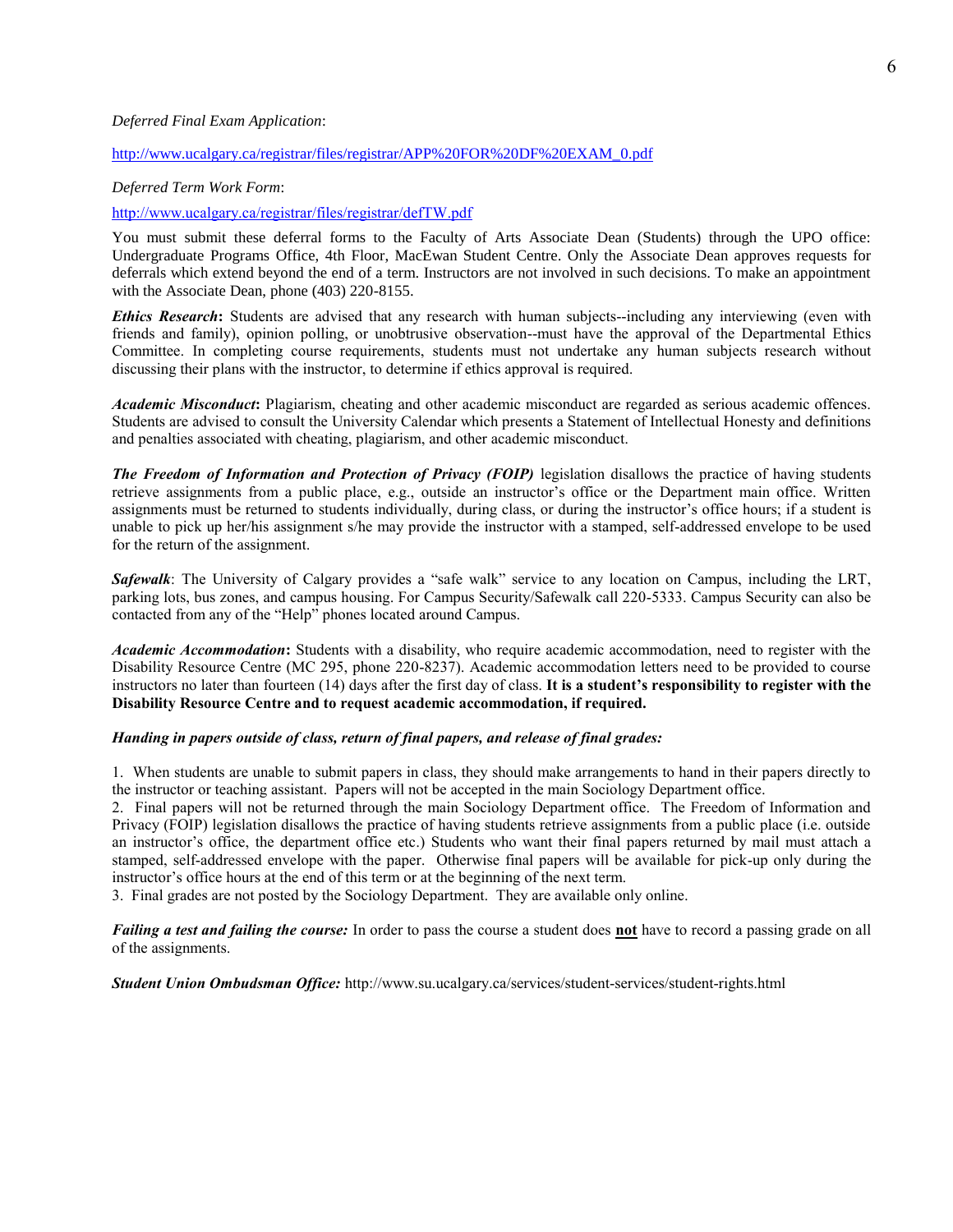*Deferred Final Exam Application*:

http://www.ucalgary.ca/registrar/files/registrar/APP%20FOR%20DF%20EXAM_0.pdf

*Deferred Term Work Form*:

http://www.ucalgary.ca/registrar/files/registrar/defTW.pdf

You must submit these deferral forms to the Faculty of Arts Associate Dean (Students) through the UPO office: Undergraduate Programs Office, 4th Floor, MacEwan Student Centre. Only the Associate Dean approves requests for deferrals which extend beyond the end of a term. Instructors are not involved in such decisions. To make an appointment with the Associate Dean, phone (403) 220-8155.

***Ethics Research*:** Students are advised that any research with human subjects--including any interviewing (even with friends and family), opinion polling, or unobtrusive observation--must have the approval of the Departmental Ethics Committee. In completing course requirements, students must not undertake any human subjects research without discussing their plans with the instructor, to determine if ethics approval is required.

***Academic Misconduct*:** Plagiarism, cheating and other academic misconduct are regarded as serious academic offences. Students are advised to consult the University Calendar which presents a Statement of Intellectual Honesty and definitions and penalties associated with cheating, plagiarism, and other academic misconduct.

***The Freedom of Information and Protection of Privacy (FOIP)*** legislation disallows the practice of having students retrieve assignments from a public place, e.g., outside an instructor's office or the Department main office. Written assignments must be returned to students individually, during class, or during the instructor's office hours; if a student is unable to pick up her/his assignment s/he may provide the instructor with a stamped, self-addressed envelope to be used for the return of the assignment.

***Safewalk***: The University of Calgary provides a "safe walk" service to any location on Campus, including the LRT, parking lots, bus zones, and campus housing. For Campus Security/Safewalk call 220-5333. Campus Security can also be contacted from any of the "Help" phones located around Campus.

***Academic Accommodation*:** Students with a disability, who require academic accommodation, need to register with the Disability Resource Centre (MC 295, phone 220-8237). Academic accommodation letters need to be provided to course instructors no later than fourteen (14) days after the first day of class. **It is a student's responsibility to register with the Disability Resource Centre and to request academic accommodation, if required.**

***Handing in papers outside of class, return of final papers, and release of final grades:***

1. When students are unable to submit papers in class, they should make arrangements to hand in their papers directly to the instructor or teaching assistant. Papers will not be accepted in the main Sociology Department office.
2. Final papers will not be returned through the main Sociology Department office. The Freedom of Information and Privacy (FOIP) legislation disallows the practice of having students retrieve assignments from a public place (i.e. outside an instructor's office, the department office etc.) Students who want their final papers returned by mail must attach a stamped, self-addressed envelope with the paper. Otherwise final papers will be available for pick-up only during the instructor's office hours at the end of this term or at the beginning of the next term.
3. Final grades are not posted by the Sociology Department. They are available only online.

***Failing a test and failing the course:*** In order to pass the course a student does **not** have to record a passing grade on all of the assignments.

***Student Union Ombudsman Office:*** http://www.su.ucalgary.ca/services/student-services/student-rights.html